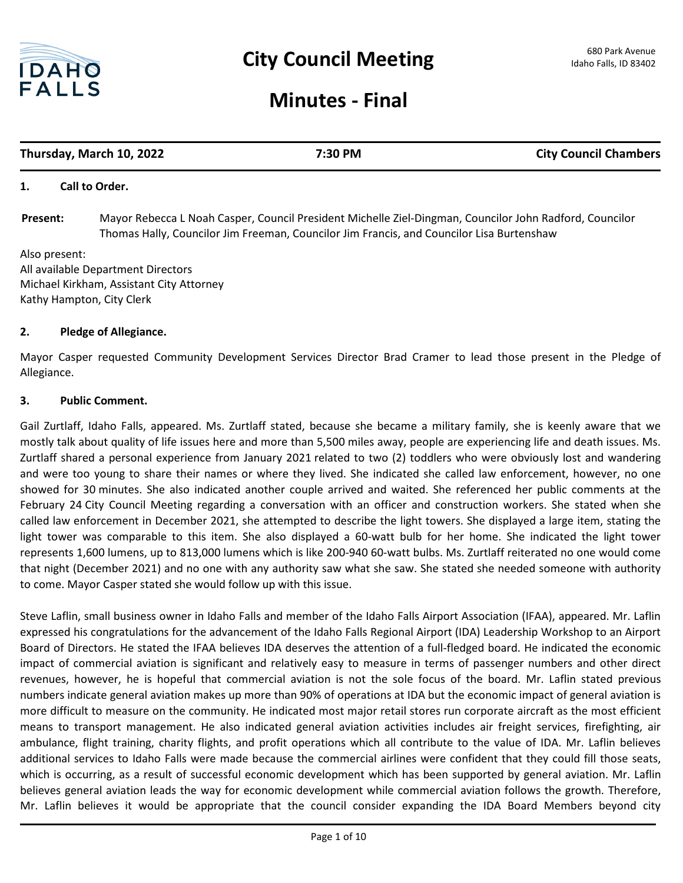# City Council Meeting

680 Park Avenue
Idaho Falls, ID 83402

# Minutes - Final

**Thursday, March 10, 2022** | **7:30 PM** | **City Council Chambers**

## 1. Call to Order.

**Present:** Mayor Rebecca L Noah Casper, Council President Michelle Ziel-Dingman, Councilor John Radford, Councilor Thomas Hally, Councilor Jim Freeman, Councilor Jim Francis, and Councilor Lisa Burtenshaw

Also present:
All available Department Directors
Michael Kirkham, Assistant City Attorney
Kathy Hampton, City Clerk

## 2. Pledge of Allegiance.

Mayor Casper requested Community Development Services Director Brad Cramer to lead those present in the Pledge of Allegiance.

## 3. Public Comment.

Gail Zurtlaff, Idaho Falls, appeared. Ms. Zurtlaff stated, because she became a military family, she is keenly aware that we mostly talk about quality of life issues here and more than 5,500 miles away, people are experiencing life and death issues. Ms. Zurtlaff shared a personal experience from January 2021 related to two (2) toddlers who were obviously lost and wandering and were too young to share their names or where they lived. She indicated she called law enforcement, however, no one showed for 30 minutes. She also indicated another couple arrived and waited. She referenced her public comments at the February 24 City Council Meeting regarding a conversation with an officer and construction workers. She stated when she called law enforcement in December 2021, she attempted to describe the light towers. She displayed a large item, stating the light tower was comparable to this item. She also displayed a 60-watt bulb for her home. She indicated the light tower represents 1,600 lumens, up to 813,000 lumens which is like 200-940 60-watt bulbs. Ms. Zurtlaff reiterated no one would come that night (December 2021) and no one with any authority saw what she saw. She stated she needed someone with authority to come. Mayor Casper stated she would follow up with this issue.

Steve Laflin, small business owner in Idaho Falls and member of the Idaho Falls Airport Association (IFAA), appeared. Mr. Laflin expressed his congratulations for the advancement of the Idaho Falls Regional Airport (IDA) Leadership Workshop to an Airport Board of Directors. He stated the IFAA believes IDA deserves the attention of a full-fledged board. He indicated the economic impact of commercial aviation is significant and relatively easy to measure in terms of passenger numbers and other direct revenues, however, he is hopeful that commercial aviation is not the sole focus of the board. Mr. Laflin stated previous numbers indicate general aviation makes up more than 90% of operations at IDA but the economic impact of general aviation is more difficult to measure on the community. He indicated most major retail stores run corporate aircraft as the most efficient means to transport management. He also indicated general aviation activities includes air freight services, firefighting, air ambulance, flight training, charity flights, and profit operations which all contribute to the value of IDA. Mr. Laflin believes additional services to Idaho Falls were made because the commercial airlines were confident that they could fill those seats, which is occurring, as a result of successful economic development which has been supported by general aviation. Mr. Laflin believes general aviation leads the way for economic development while commercial aviation follows the growth. Therefore, Mr. Laflin believes it would be appropriate that the council consider expanding the IDA Board Members beyond city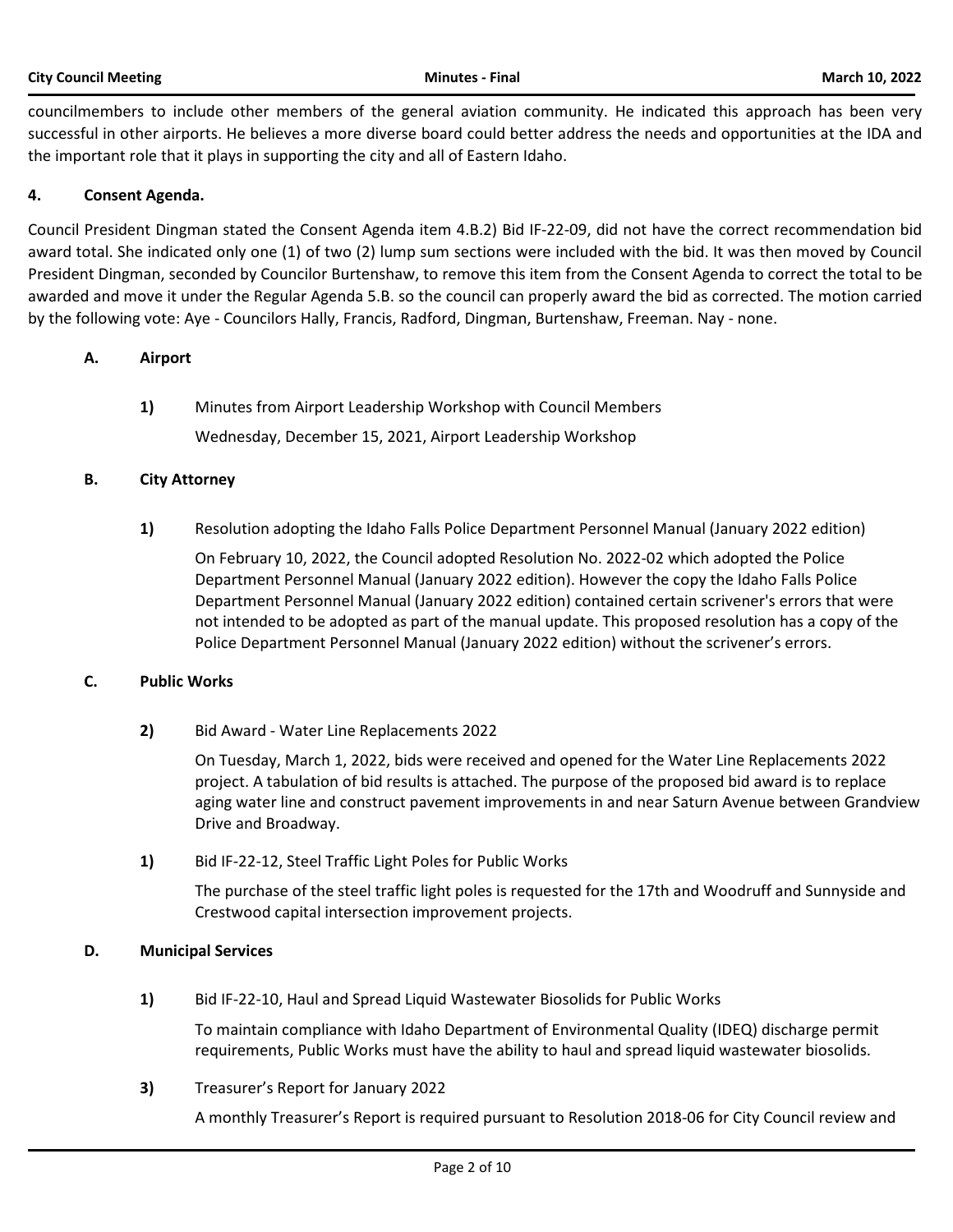councilmembers to include other members of the general aviation community. He indicated this approach has been very successful in other airports. He believes a more diverse board could better address the needs and opportunities at the IDA and the important role that it plays in supporting the city and all of Eastern Idaho.

## 4. Consent Agenda.

Council President Dingman stated the Consent Agenda item 4.B.2) Bid IF-22-09, did not have the correct recommendation bid award total. She indicated only one (1) of two (2) lump sum sections were included with the bid. It was then moved by Council President Dingman, seconded by Councilor Burtenshaw, to remove this item from the Consent Agenda to correct the total to be awarded and move it under the Regular Agenda 5.B. so the council can properly award the bid as corrected. The motion carried by the following vote: Aye - Councilors Hally, Francis, Radford, Dingman, Burtenshaw, Freeman. Nay - none.

### A. Airport

**1)** Minutes from Airport Leadership Workshop with Council Members

Wednesday, December 15, 2021, Airport Leadership Workshop

### B. City Attorney

**1)** Resolution adopting the Idaho Falls Police Department Personnel Manual (January 2022 edition)

On February 10, 2022, the Council adopted Resolution No. 2022-02 which adopted the Police Department Personnel Manual (January 2022 edition). However the copy the Idaho Falls Police Department Personnel Manual (January 2022 edition) contained certain scrivener's errors that were not intended to be adopted as part of the manual update. This proposed resolution has a copy of the Police Department Personnel Manual (January 2022 edition) without the scrivener's errors.

### C. Public Works

**2)** Bid Award - Water Line Replacements 2022

On Tuesday, March 1, 2022, bids were received and opened for the Water Line Replacements 2022 project. A tabulation of bid results is attached. The purpose of the proposed bid award is to replace aging water line and construct pavement improvements in and near Saturn Avenue between Grandview Drive and Broadway.

**1)** Bid IF-22-12, Steel Traffic Light Poles for Public Works

The purchase of the steel traffic light poles is requested for the 17th and Woodruff and Sunnyside and Crestwood capital intersection improvement projects.

### D. Municipal Services

**1)** Bid IF-22-10, Haul and Spread Liquid Wastewater Biosolids for Public Works

To maintain compliance with Idaho Department of Environmental Quality (IDEQ) discharge permit requirements, Public Works must have the ability to haul and spread liquid wastewater biosolids.

**3)** Treasurer's Report for January 2022

A monthly Treasurer's Report is required pursuant to Resolution 2018-06 for City Council review and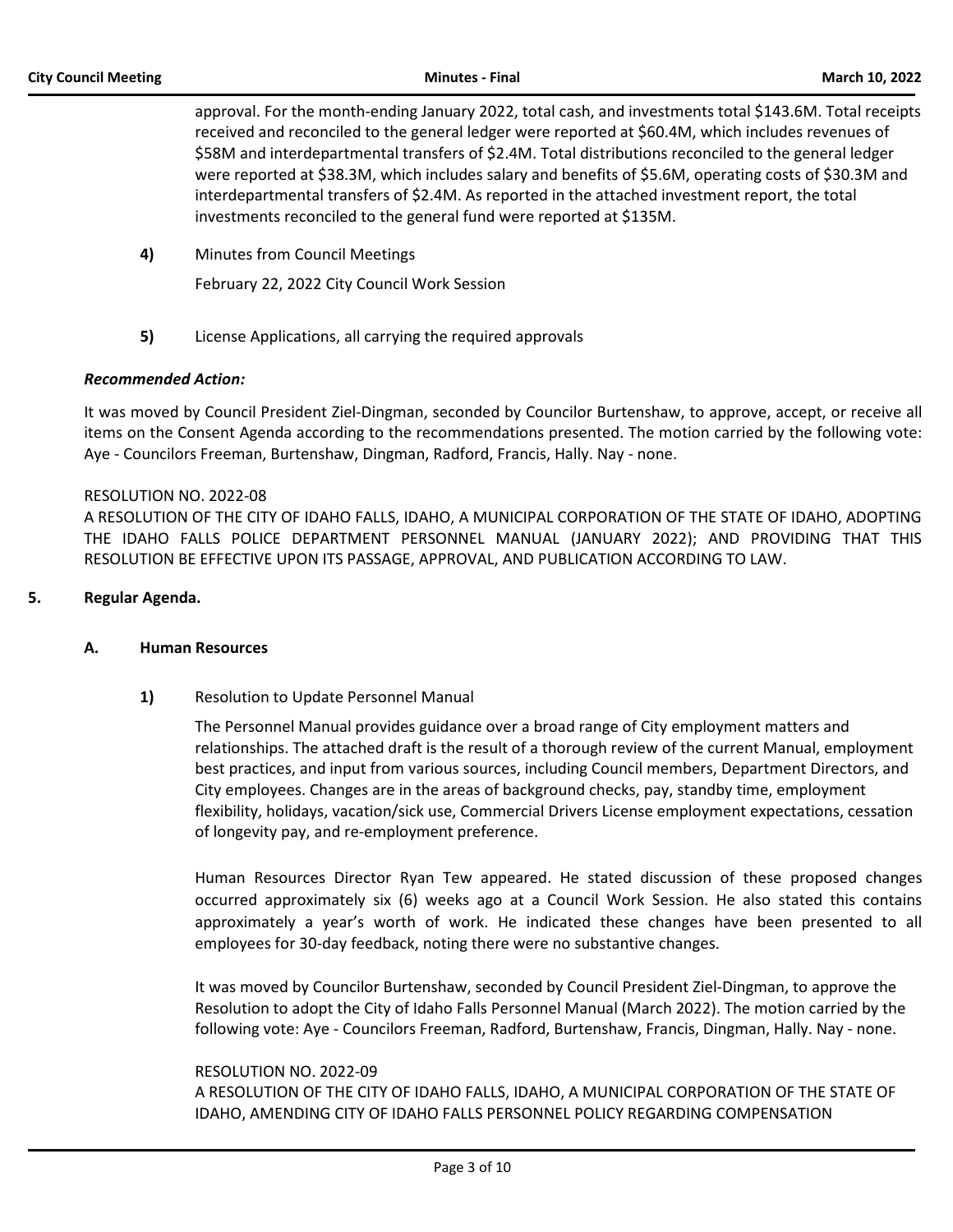approval. For the month-ending January 2022, total cash, and investments total $143.6M. Total receipts received and reconciled to the general ledger were reported at $60.4M, which includes revenues of $58M and interdepartmental transfers of $2.4M. Total distributions reconciled to the general ledger were reported at $38.3M, which includes salary and benefits of $5.6M, operating costs of $30.3M and interdepartmental transfers of $2.4M. As reported in the attached investment report, the total investments reconciled to the general fund were reported at $135M.

**4)** Minutes from Council Meetings

February 22, 2022 City Council Work Session

**5)** License Applications, all carrying the required approvals

***Recommended Action:***

It was moved by Council President Ziel-Dingman, seconded by Councilor Burtenshaw, to approve, accept, or receive all items on the Consent Agenda according to the recommendations presented. The motion carried by the following vote: Aye - Councilors Freeman, Burtenshaw, Dingman, Radford, Francis, Hally. Nay - none.

RESOLUTION NO. 2022-08

A RESOLUTION OF THE CITY OF IDAHO FALLS, IDAHO, A MUNICIPAL CORPORATION OF THE STATE OF IDAHO, ADOPTING THE IDAHO FALLS POLICE DEPARTMENT PERSONNEL MANUAL (JANUARY 2022); AND PROVIDING THAT THIS RESOLUTION BE EFFECTIVE UPON ITS PASSAGE, APPROVAL, AND PUBLICATION ACCORDING TO LAW.

## 5. Regular Agenda.

### A. Human Resources

**1)** Resolution to Update Personnel Manual

The Personnel Manual provides guidance over a broad range of City employment matters and relationships. The attached draft is the result of a thorough review of the current Manual, employment best practices, and input from various sources, including Council members, Department Directors, and City employees. Changes are in the areas of background checks, pay, standby time, employment flexibility, holidays, vacation/sick use, Commercial Drivers License employment expectations, cessation of longevity pay, and re-employment preference.

Human Resources Director Ryan Tew appeared. He stated discussion of these proposed changes occurred approximately six (6) weeks ago at a Council Work Session. He also stated this contains approximately a year's worth of work. He indicated these changes have been presented to all employees for 30-day feedback, noting there were no substantive changes.

It was moved by Councilor Burtenshaw, seconded by Council President Ziel-Dingman, to approve the Resolution to adopt the City of Idaho Falls Personnel Manual (March 2022). The motion carried by the following vote: Aye - Councilors Freeman, Radford, Burtenshaw, Francis, Dingman, Hally. Nay - none.

RESOLUTION NO. 2022-09

A RESOLUTION OF THE CITY OF IDAHO FALLS, IDAHO, A MUNICIPAL CORPORATION OF THE STATE OF IDAHO, AMENDING CITY OF IDAHO FALLS PERSONNEL POLICY REGARDING COMPENSATION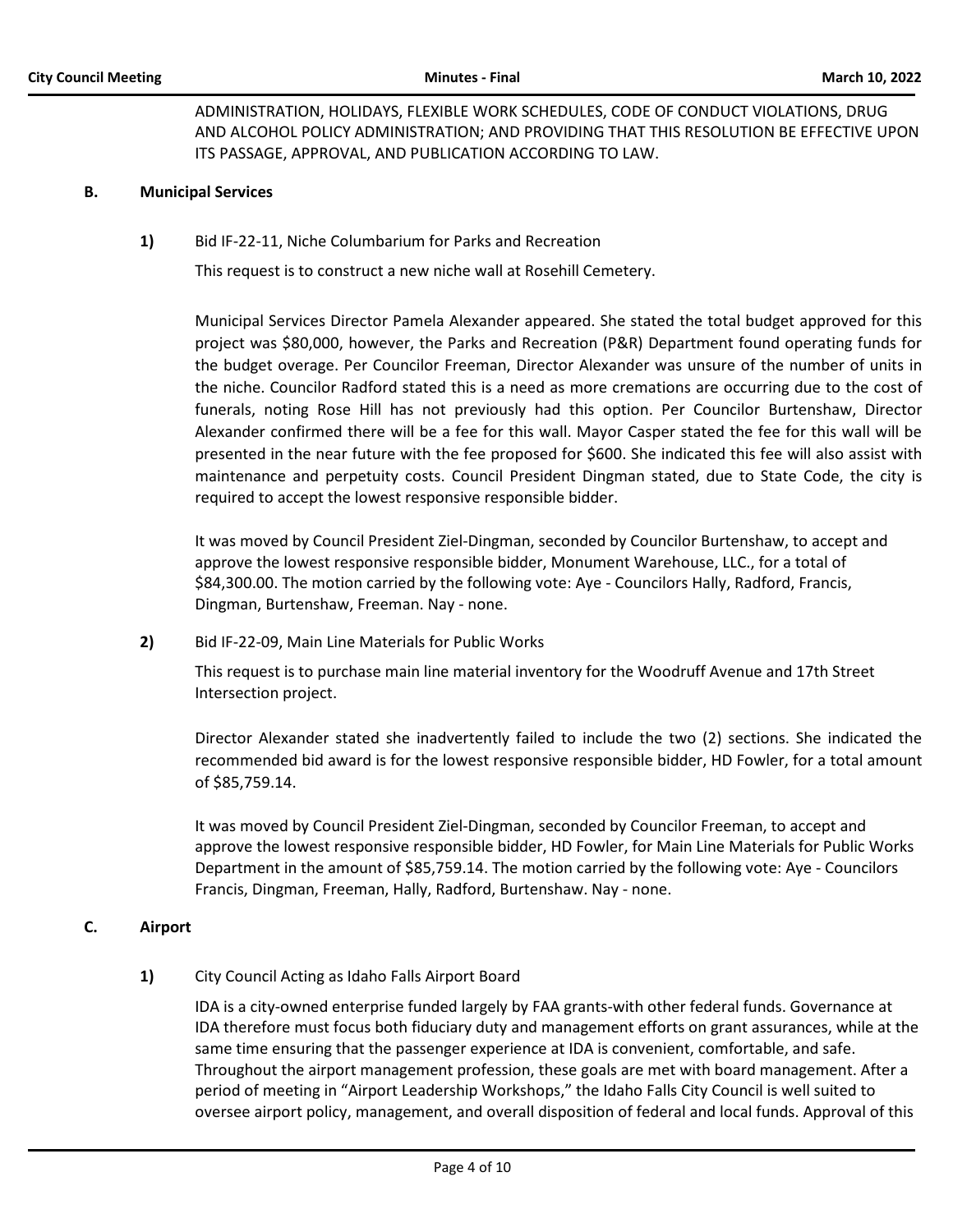ADMINISTRATION, HOLIDAYS, FLEXIBLE WORK SCHEDULES, CODE OF CONDUCT VIOLATIONS, DRUG AND ALCOHOL POLICY ADMINISTRATION; AND PROVIDING THAT THIS RESOLUTION BE EFFECTIVE UPON ITS PASSAGE, APPROVAL, AND PUBLICATION ACCORDING TO LAW.

**B. Municipal Services**

**1)** Bid IF-22-11, Niche Columbarium for Parks and Recreation

This request is to construct a new niche wall at Rosehill Cemetery.

Municipal Services Director Pamela Alexander appeared. She stated the total budget approved for this project was $80,000, however, the Parks and Recreation (P&R) Department found operating funds for the budget overage. Per Councilor Freeman, Director Alexander was unsure of the number of units in the niche. Councilor Radford stated this is a need as more cremations are occurring due to the cost of funerals, noting Rose Hill has not previously had this option. Per Councilor Burtenshaw, Director Alexander confirmed there will be a fee for this wall. Mayor Casper stated the fee for this wall will be presented in the near future with the fee proposed for $600. She indicated this fee will also assist with maintenance and perpetuity costs. Council President Dingman stated, due to State Code, the city is required to accept the lowest responsive responsible bidder.

It was moved by Council President Ziel-Dingman, seconded by Councilor Burtenshaw, to accept and approve the lowest responsive responsible bidder, Monument Warehouse, LLC., for a total of $84,300.00. The motion carried by the following vote: Aye - Councilors Hally, Radford, Francis, Dingman, Burtenshaw, Freeman. Nay - none.

**2)** Bid IF-22-09, Main Line Materials for Public Works

This request is to purchase main line material inventory for the Woodruff Avenue and 17th Street Intersection project.

Director Alexander stated she inadvertently failed to include the two (2) sections. She indicated the recommended bid award is for the lowest responsive responsible bidder, HD Fowler, for a total amount of $85,759.14.

It was moved by Council President Ziel-Dingman, seconded by Councilor Freeman, to accept and approve the lowest responsive responsible bidder, HD Fowler, for Main Line Materials for Public Works Department in the amount of $85,759.14. The motion carried by the following vote: Aye - Councilors Francis, Dingman, Freeman, Hally, Radford, Burtenshaw. Nay - none.

**C. Airport**

**1)** City Council Acting as Idaho Falls Airport Board

IDA is a city-owned enterprise funded largely by FAA grants-with other federal funds. Governance at IDA therefore must focus both fiduciary duty and management efforts on grant assurances, while at the same time ensuring that the passenger experience at IDA is convenient, comfortable, and safe. Throughout the airport management profession, these goals are met with board management. After a period of meeting in "Airport Leadership Workshops," the Idaho Falls City Council is well suited to oversee airport policy, management, and overall disposition of federal and local funds. Approval of this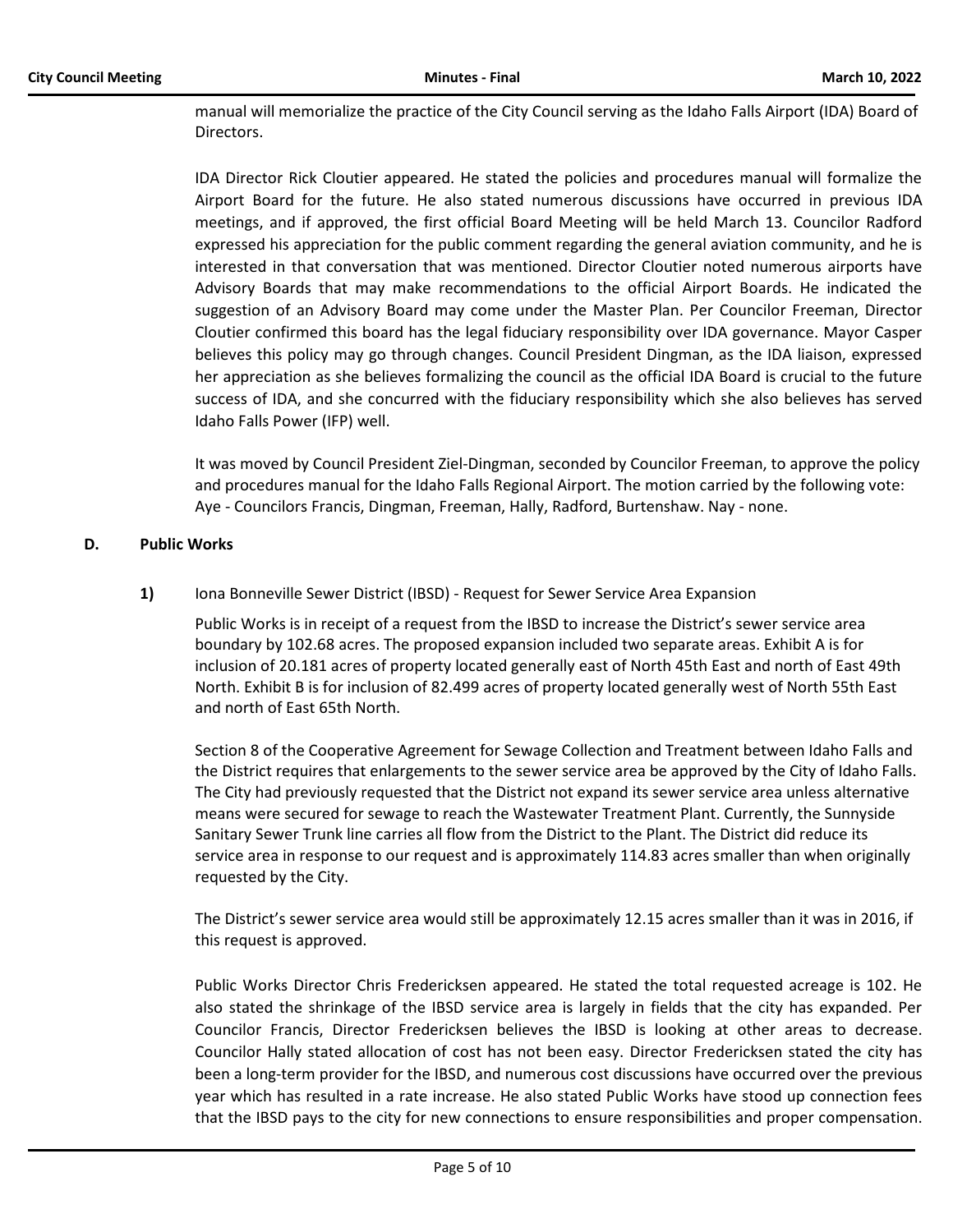manual will memorialize the practice of the City Council serving as the Idaho Falls Airport (IDA) Board of Directors.

IDA Director Rick Cloutier appeared. He stated the policies and procedures manual will formalize the Airport Board for the future. He also stated numerous discussions have occurred in previous IDA meetings, and if approved, the first official Board Meeting will be held March 13. Councilor Radford expressed his appreciation for the public comment regarding the general aviation community, and he is interested in that conversation that was mentioned. Director Cloutier noted numerous airports have Advisory Boards that may make recommendations to the official Airport Boards. He indicated the suggestion of an Advisory Board may come under the Master Plan. Per Councilor Freeman, Director Cloutier confirmed this board has the legal fiduciary responsibility over IDA governance. Mayor Casper believes this policy may go through changes. Council President Dingman, as the IDA liaison, expressed her appreciation as she believes formalizing the council as the official IDA Board is crucial to the future success of IDA, and she concurred with the fiduciary responsibility which she also believes has served Idaho Falls Power (IFP) well.

It was moved by Council President Ziel-Dingman, seconded by Councilor Freeman, to approve the policy and procedures manual for the Idaho Falls Regional Airport. The motion carried by the following vote: Aye - Councilors Francis, Dingman, Freeman, Hally, Radford, Burtenshaw. Nay - none.

## D. Public Works

**1)** Iona Bonneville Sewer District (IBSD) - Request for Sewer Service Area Expansion

Public Works is in receipt of a request from the IBSD to increase the District's sewer service area boundary by 102.68 acres. The proposed expansion included two separate areas. Exhibit A is for inclusion of 20.181 acres of property located generally east of North 45th East and north of East 49th North. Exhibit B is for inclusion of 82.499 acres of property located generally west of North 55th East and north of East 65th North.

Section 8 of the Cooperative Agreement for Sewage Collection and Treatment between Idaho Falls and the District requires that enlargements to the sewer service area be approved by the City of Idaho Falls. The City had previously requested that the District not expand its sewer service area unless alternative means were secured for sewage to reach the Wastewater Treatment Plant. Currently, the Sunnyside Sanitary Sewer Trunk line carries all flow from the District to the Plant. The District did reduce its service area in response to our request and is approximately 114.83 acres smaller than when originally requested by the City.

The District's sewer service area would still be approximately 12.15 acres smaller than it was in 2016, if this request is approved.

Public Works Director Chris Fredericksen appeared. He stated the total requested acreage is 102. He also stated the shrinkage of the IBSD service area is largely in fields that the city has expanded. Per Councilor Francis, Director Fredericksen believes the IBSD is looking at other areas to decrease. Councilor Hally stated allocation of cost has not been easy. Director Fredericksen stated the city has been a long-term provider for the IBSD, and numerous cost discussions have occurred over the previous year which has resulted in a rate increase. He also stated Public Works have stood up connection fees that the IBSD pays to the city for new connections to ensure responsibilities and proper compensation.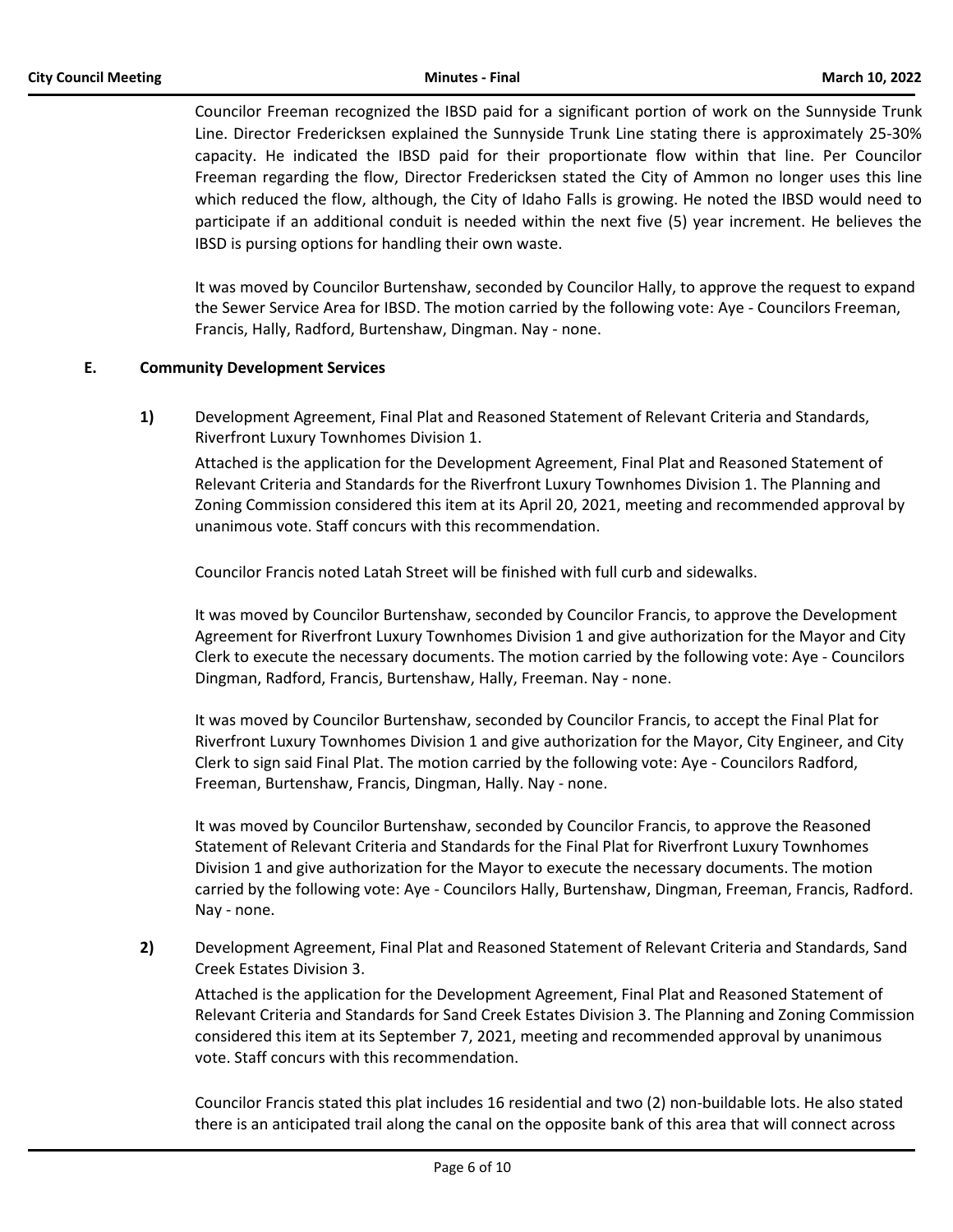Councilor Freeman recognized the IBSD paid for a significant portion of work on the Sunnyside Trunk Line. Director Fredericksen explained the Sunnyside Trunk Line stating there is approximately 25-30% capacity. He indicated the IBSD paid for their proportionate flow within that line. Per Councilor Freeman regarding the flow, Director Fredericksen stated the City of Ammon no longer uses this line which reduced the flow, although, the City of Idaho Falls is growing. He noted the IBSD would need to participate if an additional conduit is needed within the next five (5) year increment. He believes the IBSD is pursing options for handling their own waste.

It was moved by Councilor Burtenshaw, seconded by Councilor Hally, to approve the request to expand the Sewer Service Area for IBSD. The motion carried by the following vote: Aye - Councilors Freeman, Francis, Hally, Radford, Burtenshaw, Dingman. Nay - none.

## E. Community Development Services

**1)** Development Agreement, Final Plat and Reasoned Statement of Relevant Criteria and Standards, Riverfront Luxury Townhomes Division 1.

Attached is the application for the Development Agreement, Final Plat and Reasoned Statement of Relevant Criteria and Standards for the Riverfront Luxury Townhomes Division 1. The Planning and Zoning Commission considered this item at its April 20, 2021, meeting and recommended approval by unanimous vote. Staff concurs with this recommendation.

Councilor Francis noted Latah Street will be finished with full curb and sidewalks.

It was moved by Councilor Burtenshaw, seconded by Councilor Francis, to approve the Development Agreement for Riverfront Luxury Townhomes Division 1 and give authorization for the Mayor and City Clerk to execute the necessary documents. The motion carried by the following vote: Aye - Councilors Dingman, Radford, Francis, Burtenshaw, Hally, Freeman. Nay - none.

It was moved by Councilor Burtenshaw, seconded by Councilor Francis, to accept the Final Plat for Riverfront Luxury Townhomes Division 1 and give authorization for the Mayor, City Engineer, and City Clerk to sign said Final Plat. The motion carried by the following vote: Aye - Councilors Radford, Freeman, Burtenshaw, Francis, Dingman, Hally. Nay - none.

It was moved by Councilor Burtenshaw, seconded by Councilor Francis, to approve the Reasoned Statement of Relevant Criteria and Standards for the Final Plat for Riverfront Luxury Townhomes Division 1 and give authorization for the Mayor to execute the necessary documents. The motion carried by the following vote: Aye - Councilors Hally, Burtenshaw, Dingman, Freeman, Francis, Radford. Nay - none.

**2)** Development Agreement, Final Plat and Reasoned Statement of Relevant Criteria and Standards, Sand Creek Estates Division 3.

Attached is the application for the Development Agreement, Final Plat and Reasoned Statement of Relevant Criteria and Standards for Sand Creek Estates Division 3. The Planning and Zoning Commission considered this item at its September 7, 2021, meeting and recommended approval by unanimous vote. Staff concurs with this recommendation.

Councilor Francis stated this plat includes 16 residential and two (2) non-buildable lots. He also stated there is an anticipated trail along the canal on the opposite bank of this area that will connect across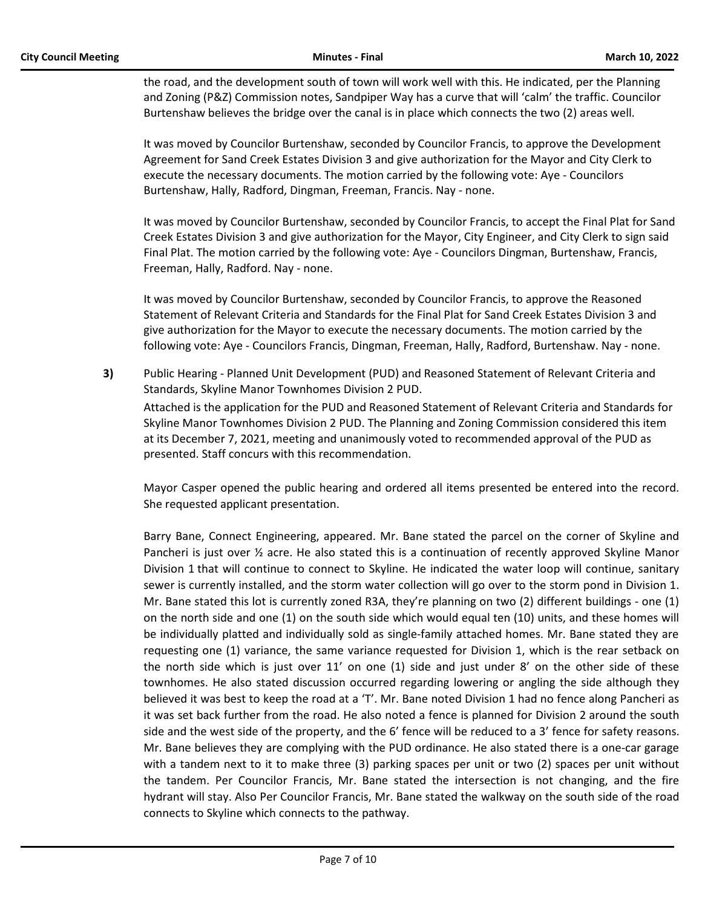the road, and the development south of town will work well with this. He indicated, per the Planning and Zoning (P&Z) Commission notes, Sandpiper Way has a curve that will 'calm' the traffic. Councilor Burtenshaw believes the bridge over the canal is in place which connects the two (2) areas well.

It was moved by Councilor Burtenshaw, seconded by Councilor Francis, to approve the Development Agreement for Sand Creek Estates Division 3 and give authorization for the Mayor and City Clerk to execute the necessary documents. The motion carried by the following vote: Aye - Councilors Burtenshaw, Hally, Radford, Dingman, Freeman, Francis. Nay - none.

It was moved by Councilor Burtenshaw, seconded by Councilor Francis, to accept the Final Plat for Sand Creek Estates Division 3 and give authorization for the Mayor, City Engineer, and City Clerk to sign said Final Plat. The motion carried by the following vote: Aye - Councilors Dingman, Burtenshaw, Francis, Freeman, Hally, Radford. Nay - none.

It was moved by Councilor Burtenshaw, seconded by Councilor Francis, to approve the Reasoned Statement of Relevant Criteria and Standards for the Final Plat for Sand Creek Estates Division 3 and give authorization for the Mayor to execute the necessary documents. The motion carried by the following vote: Aye - Councilors Francis, Dingman, Freeman, Hally, Radford, Burtenshaw. Nay - none.

**3)** Public Hearing - Planned Unit Development (PUD) and Reasoned Statement of Relevant Criteria and Standards, Skyline Manor Townhomes Division 2 PUD.

Attached is the application for the PUD and Reasoned Statement of Relevant Criteria and Standards for Skyline Manor Townhomes Division 2 PUD. The Planning and Zoning Commission considered this item at its December 7, 2021, meeting and unanimously voted to recommended approval of the PUD as presented. Staff concurs with this recommendation.

Mayor Casper opened the public hearing and ordered all items presented be entered into the record. She requested applicant presentation.

Barry Bane, Connect Engineering, appeared. Mr. Bane stated the parcel on the corner of Skyline and Pancheri is just over ½ acre. He also stated this is a continuation of recently approved Skyline Manor Division 1 that will continue to connect to Skyline. He indicated the water loop will continue, sanitary sewer is currently installed, and the storm water collection will go over to the storm pond in Division 1. Mr. Bane stated this lot is currently zoned R3A, they're planning on two (2) different buildings - one (1) on the north side and one (1) on the south side which would equal ten (10) units, and these homes will be individually platted and individually sold as single-family attached homes. Mr. Bane stated they are requesting one (1) variance, the same variance requested for Division 1, which is the rear setback on the north side which is just over 11' on one (1) side and just under 8' on the other side of these townhomes. He also stated discussion occurred regarding lowering or angling the side although they believed it was best to keep the road at a 'T'. Mr. Bane noted Division 1 had no fence along Pancheri as it was set back further from the road. He also noted a fence is planned for Division 2 around the south side and the west side of the property, and the 6' fence will be reduced to a 3' fence for safety reasons. Mr. Bane believes they are complying with the PUD ordinance. He also stated there is a one-car garage with a tandem next to it to make three (3) parking spaces per unit or two (2) spaces per unit without the tandem. Per Councilor Francis, Mr. Bane stated the intersection is not changing, and the fire hydrant will stay. Also Per Councilor Francis, Mr. Bane stated the walkway on the south side of the road connects to Skyline which connects to the pathway.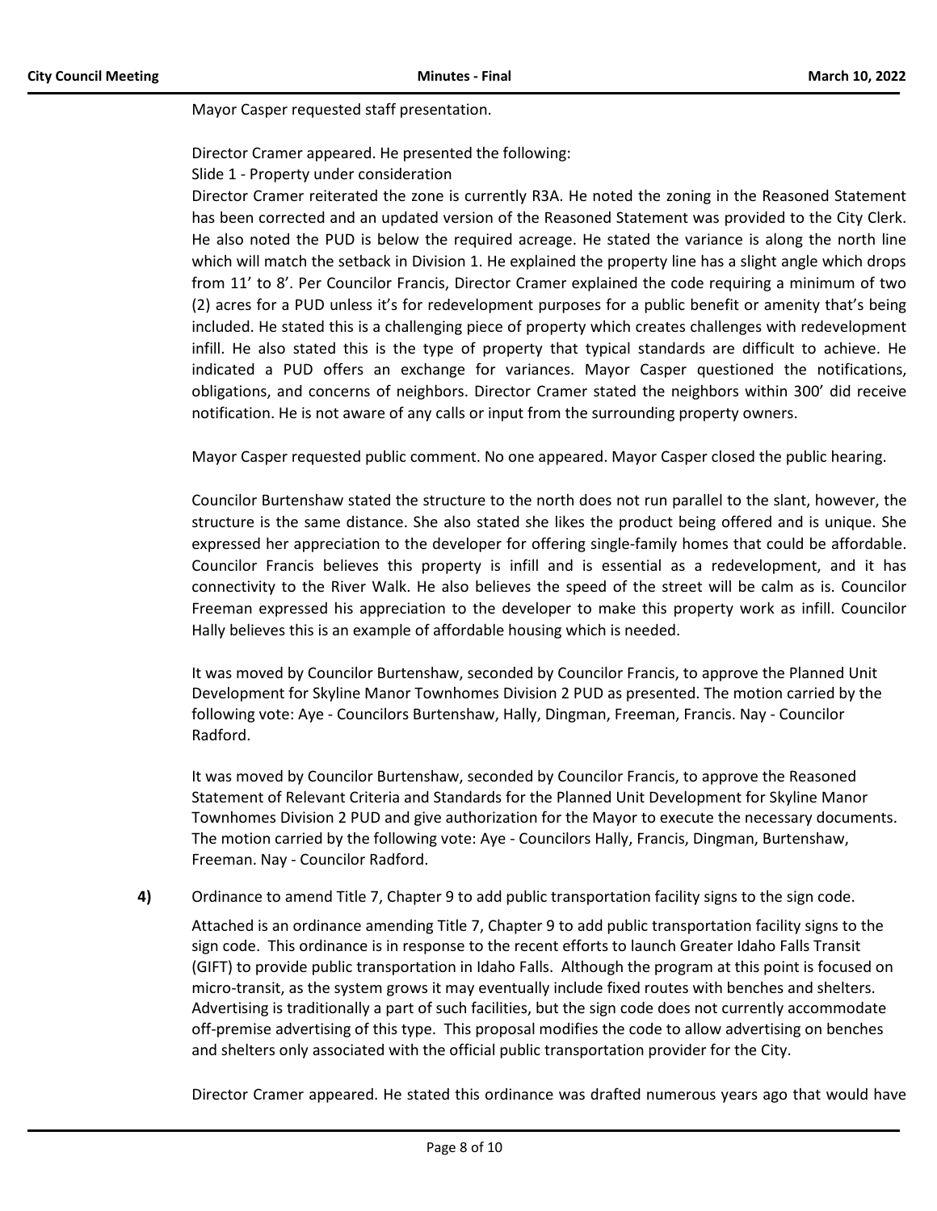Mayor Casper requested staff presentation.

Director Cramer appeared. He presented the following:

Slide 1 - Property under consideration

Director Cramer reiterated the zone is currently R3A. He noted the zoning in the Reasoned Statement has been corrected and an updated version of the Reasoned Statement was provided to the City Clerk. He also noted the PUD is below the required acreage. He stated the variance is along the north line which will match the setback in Division 1. He explained the property line has a slight angle which drops from 11' to 8'. Per Councilor Francis, Director Cramer explained the code requiring a minimum of two (2) acres for a PUD unless it's for redevelopment purposes for a public benefit or amenity that's being included. He stated this is a challenging piece of property which creates challenges with redevelopment infill. He also stated this is the type of property that typical standards are difficult to achieve. He indicated a PUD offers an exchange for variances. Mayor Casper questioned the notifications, obligations, and concerns of neighbors. Director Cramer stated the neighbors within 300' did receive notification. He is not aware of any calls or input from the surrounding property owners.

Mayor Casper requested public comment. No one appeared. Mayor Casper closed the public hearing.

Councilor Burtenshaw stated the structure to the north does not run parallel to the slant, however, the structure is the same distance. She also stated she likes the product being offered and is unique. She expressed her appreciation to the developer for offering single-family homes that could be affordable. Councilor Francis believes this property is infill and is essential as a redevelopment, and it has connectivity to the River Walk. He also believes the speed of the street will be calm as is. Councilor Freeman expressed his appreciation to the developer to make this property work as infill. Councilor Hally believes this is an example of affordable housing which is needed.

It was moved by Councilor Burtenshaw, seconded by Councilor Francis, to approve the Planned Unit Development for Skyline Manor Townhomes Division 2 PUD as presented. The motion carried by the following vote: Aye - Councilors Burtenshaw, Hally, Dingman, Freeman, Francis. Nay - Councilor Radford.

It was moved by Councilor Burtenshaw, seconded by Councilor Francis, to approve the Reasoned Statement of Relevant Criteria and Standards for the Planned Unit Development for Skyline Manor Townhomes Division 2 PUD and give authorization for the Mayor to execute the necessary documents. The motion carried by the following vote: Aye - Councilors Hally, Francis, Dingman, Burtenshaw, Freeman. Nay - Councilor Radford.

**4)** Ordinance to amend Title 7, Chapter 9 to add public transportation facility signs to the sign code.

Attached is an ordinance amending Title 7, Chapter 9 to add public transportation facility signs to the sign code. This ordinance is in response to the recent efforts to launch Greater Idaho Falls Transit (GIFT) to provide public transportation in Idaho Falls. Although the program at this point is focused on micro-transit, as the system grows it may eventually include fixed routes with benches and shelters. Advertising is traditionally a part of such facilities, but the sign code does not currently accommodate off-premise advertising of this type. This proposal modifies the code to allow advertising on benches and shelters only associated with the official public transportation provider for the City.

Director Cramer appeared. He stated this ordinance was drafted numerous years ago that would have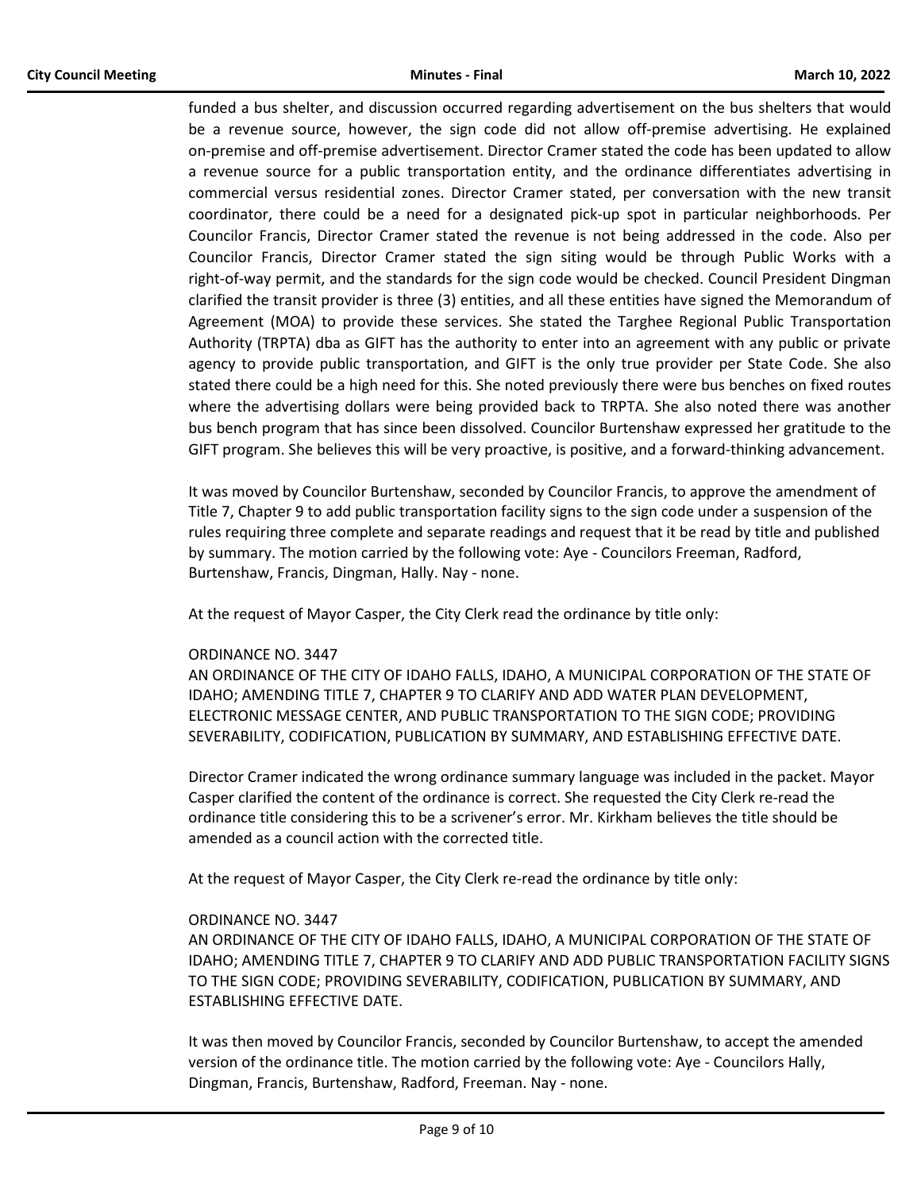funded a bus shelter, and discussion occurred regarding advertisement on the bus shelters that would be a revenue source, however, the sign code did not allow off-premise advertising. He explained on-premise and off-premise advertisement. Director Cramer stated the code has been updated to allow a revenue source for a public transportation entity, and the ordinance differentiates advertising in commercial versus residential zones. Director Cramer stated, per conversation with the new transit coordinator, there could be a need for a designated pick-up spot in particular neighborhoods. Per Councilor Francis, Director Cramer stated the revenue is not being addressed in the code. Also per Councilor Francis, Director Cramer stated the sign siting would be through Public Works with a right-of-way permit, and the standards for the sign code would be checked. Council President Dingman clarified the transit provider is three (3) entities, and all these entities have signed the Memorandum of Agreement (MOA) to provide these services. She stated the Targhee Regional Public Transportation Authority (TRPTA) dba as GIFT has the authority to enter into an agreement with any public or private agency to provide public transportation, and GIFT is the only true provider per State Code. She also stated there could be a high need for this. She noted previously there were bus benches on fixed routes where the advertising dollars were being provided back to TRPTA. She also noted there was another bus bench program that has since been dissolved. Councilor Burtenshaw expressed her gratitude to the GIFT program. She believes this will be very proactive, is positive, and a forward-thinking advancement.

It was moved by Councilor Burtenshaw, seconded by Councilor Francis, to approve the amendment of Title 7, Chapter 9 to add public transportation facility signs to the sign code under a suspension of the rules requiring three complete and separate readings and request that it be read by title and published by summary. The motion carried by the following vote: Aye - Councilors Freeman, Radford, Burtenshaw, Francis, Dingman, Hally. Nay - none.

At the request of Mayor Casper, the City Clerk read the ordinance by title only:

ORDINANCE NO. 3447
AN ORDINANCE OF THE CITY OF IDAHO FALLS, IDAHO, A MUNICIPAL CORPORATION OF THE STATE OF IDAHO; AMENDING TITLE 7, TO CLARIFY AND ADD WATER PLAN DEVELOPMENT, ELECTRONIC MESSAGE CENTER, AND PUBLIC TRANSPORTATION TO THE SIGN CODE; PROVIDING SEVERABILITY, CODIFICATION, PUBLICATION BY SUMMARY, AND ESTABLISHING EFFECTIVE DATE.

Director Cramer indicated the wrong ordinance summary language was included in the packet. Mayor Casper clarified the content of the ordinance is correct. She requested the City Clerk re-read the ordinance title considering this to be a scrivener's error. Mr. Kirkham believes the title should be amended as a council action with the corrected title.

At the request of Mayor Casper, the City Clerk re-read the ordinance by title only:

ORDINANCE NO. 3447
AN ORDINANCE OF THE CITY OF IDAHO FALLS, IDAHO, A MUNICIPAL CORPORATION OF THE STATE OF IDAHO; AMENDING TITLE 7, CHAPTER 9 TO CLARIFY AND ADD PUBLIC TRANSPORTATION FACILITY SIGNS TO THE SIGN CODE; PROVIDING SEVERABILITY, CODIFICATION, PUBLICATION BY SUMMARY, AND ESTABLISHING EFFECTIVE DATE.

It was then moved by Councilor Francis, seconded by Councilor Burtenshaw, to accept the amended version of the ordinance title. The motion carried by the following vote: Aye - Councilors Hally, Dingman, Francis, Burtenshaw, Radford, Freeman. Nay - none.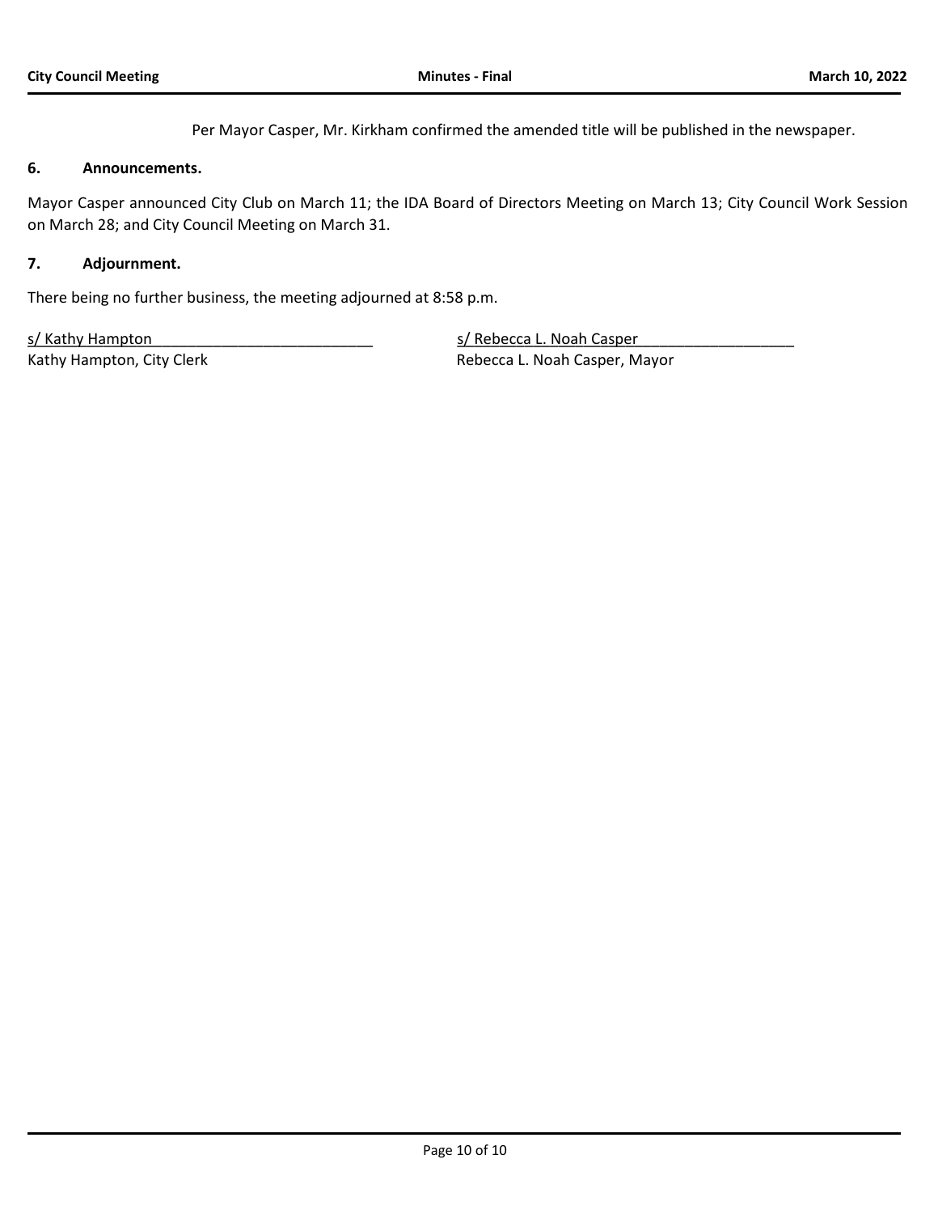Per Mayor Casper, Mr. Kirkham confirmed the amended title will be published in the newspaper.

## 6. Announcements.

Mayor Casper announced City Club on March 11; the IDA Board of Directors Meeting on March 13; City Council Work Session on March 28; and City Council Meeting on March 31.

## 7. Adjournment.

There being no further business, the meeting adjourned at 8:58 p.m.

s/ Kathy Hampton
Kathy Hampton, City Clerk

s/ Rebecca L. Noah Casper
Rebecca L. Noah Casper, Mayor